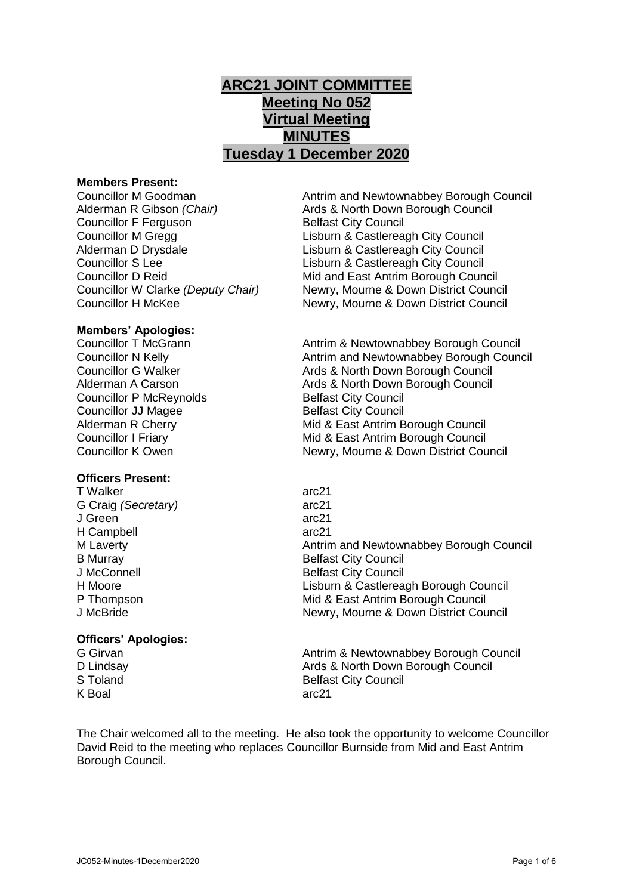# ARC21 JOINT COMMITTEE
## Meeting No 052
## Virtual Meeting
## MINUTES
## Tuesday 1 December 2020

**Members Present:**

| | |
|---|---|
| Councillor M Goodman | Antrim and Newtownabbey Borough Council |
| Alderman R Gibson *(Chair)* | Ards & North Down Borough Council |
| Councillor F Ferguson | Belfast City Council |
| Councillor M Gregg | Lisburn & Castlereagh City Council |
| Alderman D Drysdale | Lisburn & Castlereagh City Council |
| Councillor S Lee | Lisburn & Castlereagh City Council |
| Councillor D Reid | Mid and East Antrim Borough Council |
| Councillor W Clarke *(Deputy Chair)* | Newry, Mourne & Down District Council |
| Councillor H McKee | Newry, Mourne & Down District Council |

**Members' Apologies:**

| | |
|---|---|
| Councillor T McGrann | Antrim & Newtownabbey Borough Council |
| Councillor N Kelly | Antrim and Newtownabbey Borough Council |
| Councillor G Walker | Ards & North Down Borough Council |
| Alderman A Carson | Ards & North Down Borough Council |
| Councillor P McReynolds | Belfast City Council |
| Councillor JJ Magee | Belfast City Council |
| Alderman R Cherry | Mid & East Antrim Borough Council |
| Councillor I Friary | Mid & East Antrim Borough Council |
| Councillor K Owen | Newry, Mourne & Down District Council |

**Officers Present:**

| | |
|---|---|
| T Walker | arc21 |
| G Craig *(Secretary)* | arc21 |
| J Green | arc21 |
| H Campbell | arc21 |
| M Laverty | Antrim and Newtownabbey Borough Council |
| B Murray | Belfast City Council |
| J McConnell | Belfast City Council |
| H Moore | Lisburn & Castlereagh Borough Council |
| P Thompson | Mid & East Antrim Borough Council |
| J McBride | Newry, Mourne & Down District Council |

**Officers' Apologies:**

| | |
|---|---|
| G Girvan | Antrim & Newtownabbey Borough Council |
| D Lindsay | Ards & North Down Borough Council |
| S Toland | Belfast City Council |
| K Boal | arc21 |

The Chair welcomed all to the meeting. He also took the opportunity to welcome Councillor David Reid to the meeting who replaces Councillor Burnside from Mid and East Antrim Borough Council.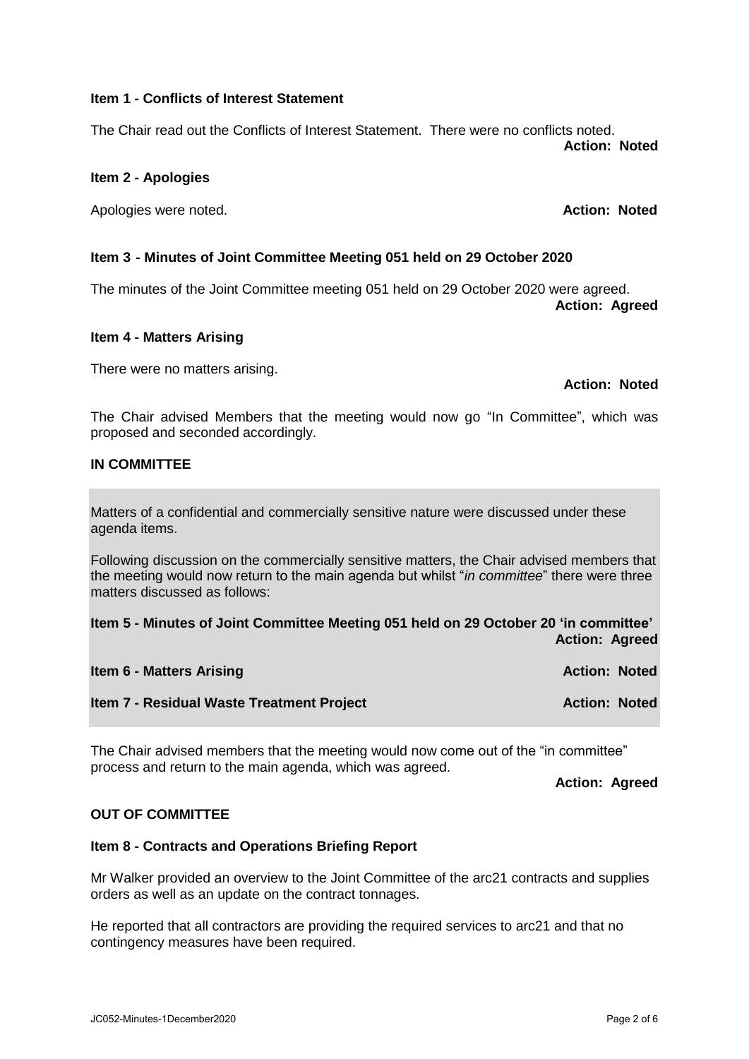**Item 1 - Conflicts of Interest Statement**

The Chair read out the Conflicts of Interest Statement. There were no conflicts noted.

**Action: Noted**

**Item 2 - Apologies**

Apologies were noted. **Action: Noted**

**Item 3 - Minutes of Joint Committee Meeting 051 held on 29 October 2020**

The minutes of the Joint Committee meeting 051 held on 29 October 2020 were agreed.

**Action: Agreed**

**Item 4 - Matters Arising**

There were no matters arising.

**Action: Noted**

The Chair advised Members that the meeting would now go "In Committee", which was proposed and seconded accordingly.

**IN COMMITTEE**

Matters of a confidential and commercially sensitive nature were discussed under these agenda items.

Following discussion on the commercially sensitive matters, the Chair advised members that the meeting would now return to the main agenda but whilst "*in committee*" there were three matters discussed as follows:

**Item 5 - Minutes of Joint Committee Meeting 051 held on 29 October 20 'in committee'**

**Action: Agreed**

**Item 6 - Matters Arising** **Action: Noted**

**Item 7 - Residual Waste Treatment Project** **Action: Noted**

The Chair advised members that the meeting would now come out of the "in committee" process and return to the main agenda, which was agreed.

**Action: Agreed**

**OUT OF COMMITTEE**

**Item 8 - Contracts and Operations Briefing Report**

Mr Walker provided an overview to the Joint Committee of the arc21 contracts and supplies orders as well as an update on the contract tonnages.

He reported that all contractors are providing the required services to arc21 and that no contingency measures have been required.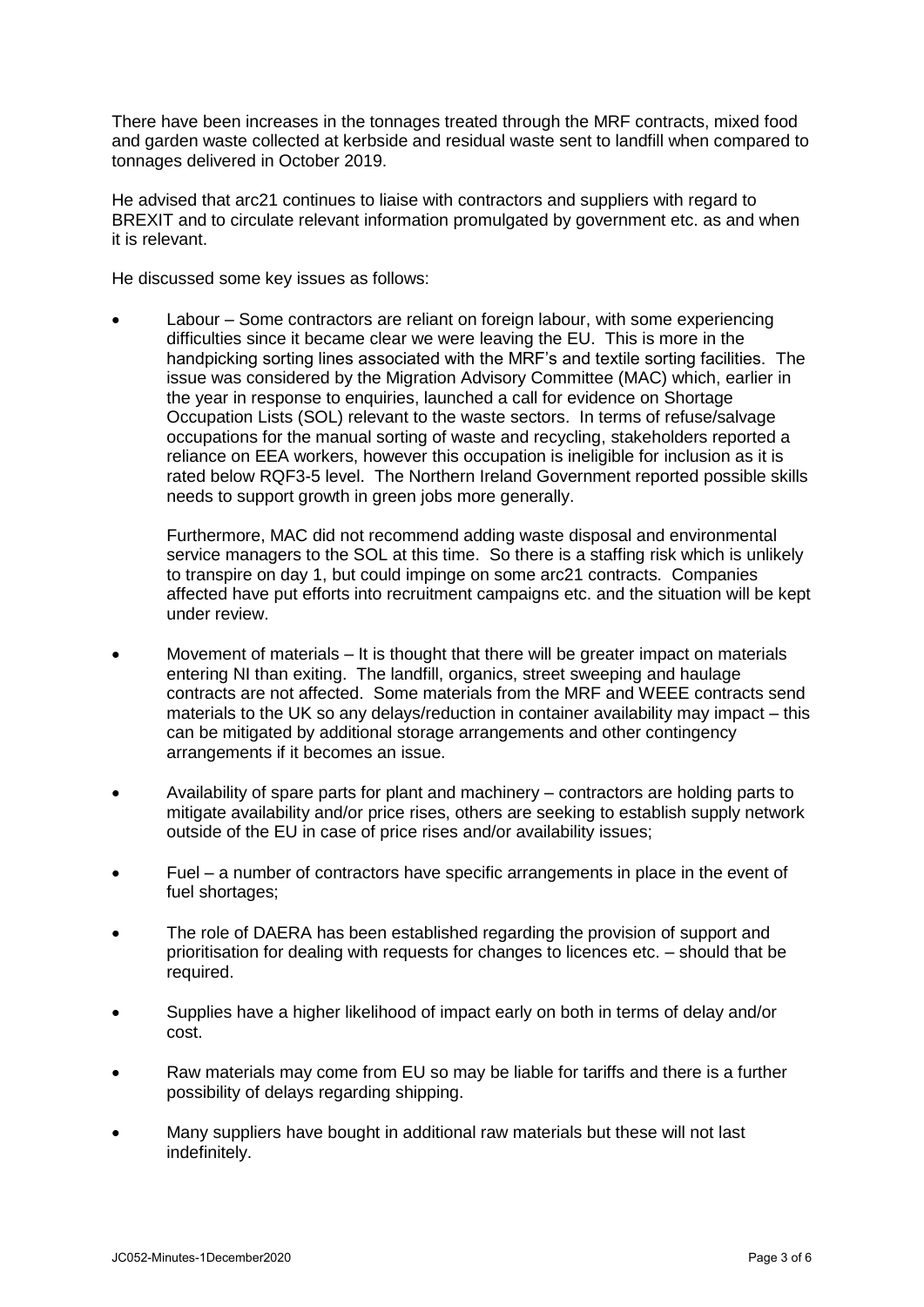There have been increases in the tonnages treated through the MRF contracts, mixed food and garden waste collected at kerbside and residual waste sent to landfill when compared to tonnages delivered in October 2019.

He advised that arc21 continues to liaise with contractors and suppliers with regard to BREXIT and to circulate relevant information promulgated by government etc. as and when it is relevant.

He discussed some key issues as follows:

- Labour – Some contractors are reliant on foreign labour, with some experiencing difficulties since it became clear we were leaving the EU. This is more in the handpicking sorting lines associated with the MRF's and textile sorting facilities. The issue was considered by the Migration Advisory Committee (MAC) which, earlier in the year in response to enquiries, launched a call for evidence on Shortage Occupation Lists (SOL) relevant to the waste sectors. In terms of refuse/salvage occupations for the manual sorting of waste and recycling, stakeholders reported a reliance on EEA workers, however this occupation is ineligible for inclusion as it is rated below RQF3-5 level. The Northern Ireland Government reported possible skills needs to support growth in green jobs more generally.

  Furthermore, MAC did not recommend adding waste disposal and environmental service managers to the SOL at this time. So there is a staffing risk which is unlikely to transpire on day 1, but could impinge on some arc21 contracts. Companies affected have put efforts into recruitment campaigns etc. and the situation will be kept under review.

- Movement of materials – It is thought that there will be greater impact on materials entering NI than exiting. The landfill, organics, street sweeping and haulage contracts are not affected. Some materials from the MRF and WEEE contracts send materials to the UK so any delays/reduction in container availability may impact – this can be mitigated by additional storage arrangements and other contingency arrangements if it becomes an issue.

- Availability of spare parts for plant and machinery – contractors are holding parts to mitigate availability and/or price rises, others are seeking to establish supply network outside of the EU in case of price rises and/or availability issues;

- Fuel – a number of contractors have specific arrangements in place in the event of fuel shortages;

- The role of DAERA has been established regarding the provision of support and prioritisation for dealing with requests for changes to licences etc. – should that be required.

- Supplies have a higher likelihood of impact early on both in terms of delay and/or cost.

- Raw materials may come from EU so may be liable for tariffs and there is a further possibility of delays regarding shipping.

- Many suppliers have bought in additional raw materials but these will not last indefinitely.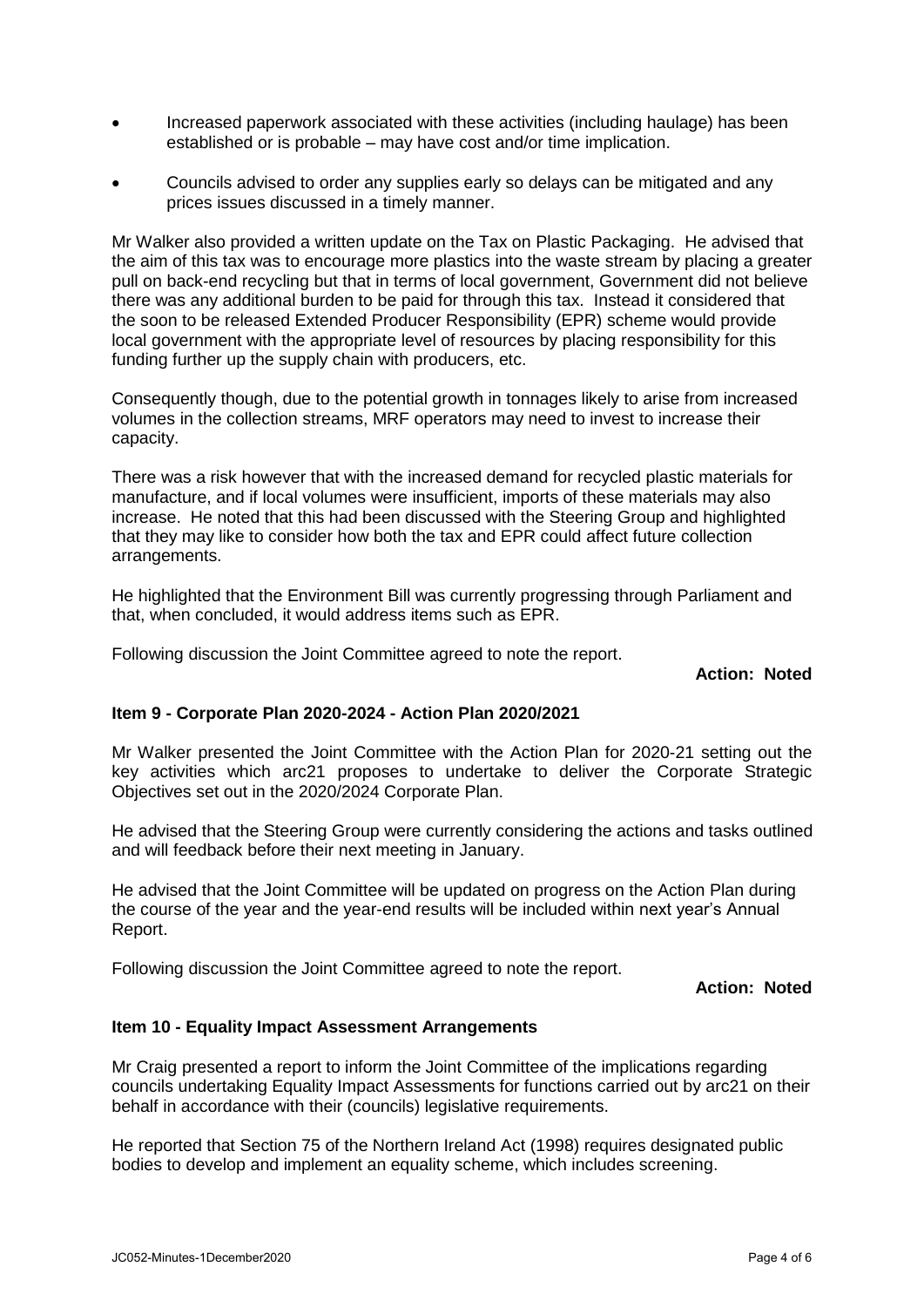- Increased paperwork associated with these activities (including haulage) has been established or is probable – may have cost and/or time implication.
- Councils advised to order any supplies early so delays can be mitigated and any prices issues discussed in a timely manner.

Mr Walker also provided a written update on the Tax on Plastic Packaging. He advised that the aim of this tax was to encourage more plastics into the waste stream by placing a greater pull on back-end recycling but that in terms of local government, Government did not believe there was any additional burden to be paid for through this tax. Instead it considered that the soon to be released Extended Producer Responsibility (EPR) scheme would provide local government with the appropriate level of resources by placing responsibility for this funding further up the supply chain with producers, etc.

Consequently though, due to the potential growth in tonnages likely to arise from increased volumes in the collection streams, MRF operators may need to invest to increase their capacity.

There was a risk however that with the increased demand for recycled plastic materials for manufacture, and if local volumes were insufficient, imports of these materials may also increase. He noted that this had been discussed with the Steering Group and highlighted that they may like to consider how both the tax and EPR could affect future collection arrangements.

He highlighted that the Environment Bill was currently progressing through Parliament and that, when concluded, it would address items such as EPR.

Following discussion the Joint Committee agreed to note the report.

**Action: Noted**

**Item 9 - Corporate Plan 2020-2024 - Action Plan 2020/2021**

Mr Walker presented the Joint Committee with the Action Plan for 2020-21 setting out the key activities which arc21 proposes to undertake to deliver the Corporate Strategic Objectives set out in the 2020/2024 Corporate Plan.

He advised that the Steering Group were currently considering the actions and tasks outlined and will feedback before their next meeting in January.

He advised that the Joint Committee will be updated on progress on the Action Plan during the course of the year and the year-end results will be included within next year's Annual Report.

Following discussion the Joint Committee agreed to note the report.

**Action: Noted**

**Item 10 - Equality Impact Assessment Arrangements**

Mr Craig presented a report to inform the Joint Committee of the implications regarding councils undertaking Equality Impact Assessments for functions carried out by arc21 on their behalf in accordance with their (councils) legislative requirements.

He reported that Section 75 of the Northern Ireland Act (1998) requires designated public bodies to develop and implement an equality scheme, which includes screening.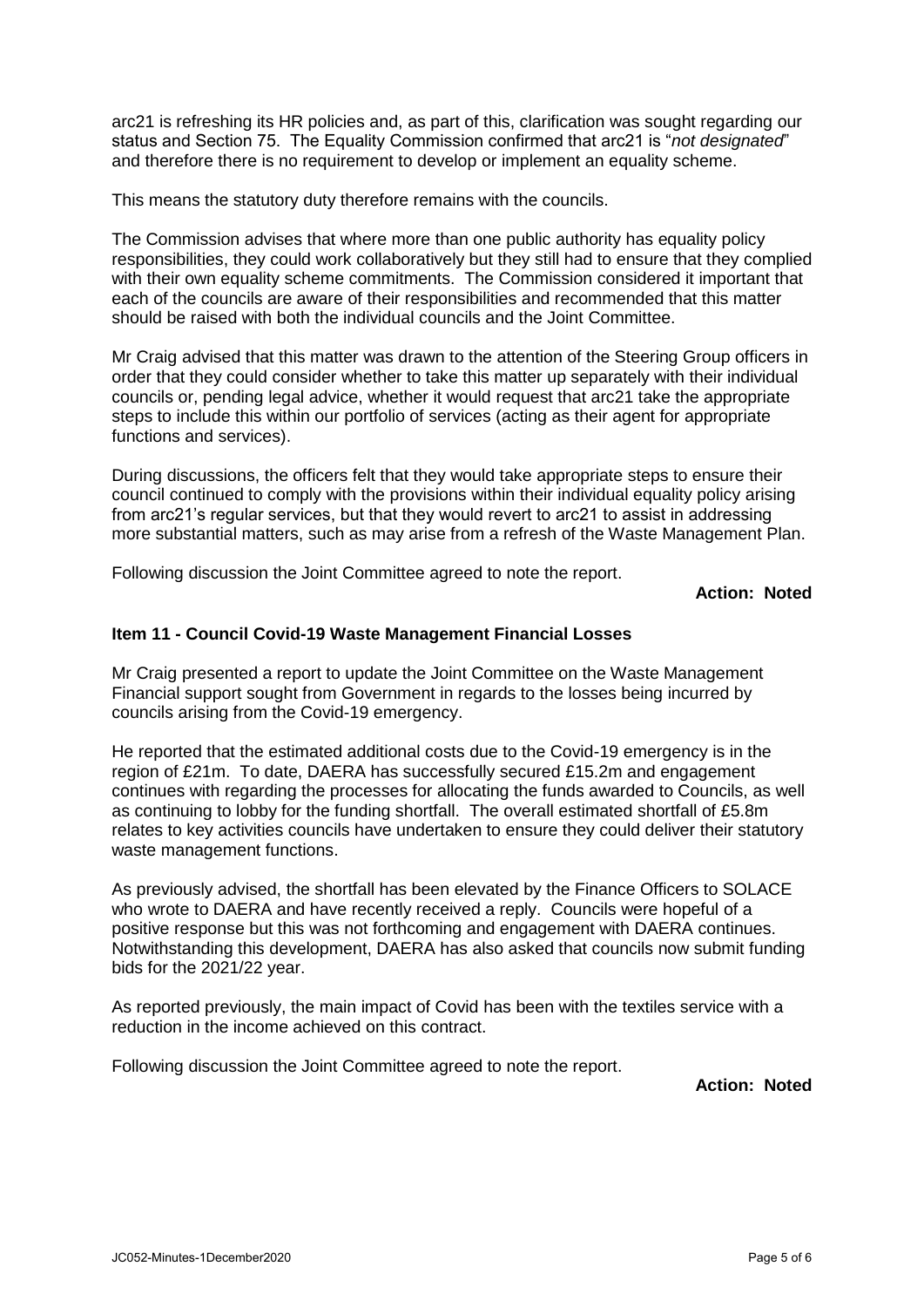arc21 is refreshing its HR policies and, as part of this, clarification was sought regarding our status and Section 75. The Equality Commission confirmed that arc21 is "*not designated*" and therefore there is no requirement to develop or implement an equality scheme.

This means the statutory duty therefore remains with the councils.

The Commission advises that where more than one public authority has equality policy responsibilities, they could work collaboratively but they still had to ensure that they complied with their own equality scheme commitments. The Commission considered it important that each of the councils are aware of their responsibilities and recommended that this matter should be raised with both the individual councils and the Joint Committee.

Mr Craig advised that this matter was drawn to the attention of the Steering Group officers in order that they could consider whether to take this matter up separately with their individual councils or, pending legal advice, whether it would request that arc21 take the appropriate steps to include this within our portfolio of services (acting as their agent for appropriate functions and services).

During discussions, the officers felt that they would take appropriate steps to ensure their council continued to comply with the provisions within their individual equality policy arising from arc21's regular services, but that they would revert to arc21 to assist in addressing more substantial matters, such as may arise from a refresh of the Waste Management Plan.

Following discussion the Joint Committee agreed to note the report.

**Action: Noted**

**Item 11 - Council Covid-19 Waste Management Financial Losses**

Mr Craig presented a report to update the Joint Committee on the Waste Management Financial support sought from Government in regards to the losses being incurred by councils arising from the Covid-19 emergency.

He reported that the estimated additional costs due to the Covid-19 emergency is in the region of £21m. To date, DAERA has successfully secured £15.2m and engagement continues with regarding the processes for allocating the funds awarded to Councils, as well as continuing to lobby for the funding shortfall. The overall estimated shortfall of £5.8m relates to key activities councils have undertaken to ensure they could deliver their statutory waste management functions.

As previously advised, the shortfall has been elevated by the Finance Officers to SOLACE who wrote to DAERA and have recently received a reply. Councils were hopeful of a positive response but this was not forthcoming and engagement with DAERA continues. Notwithstanding this development, DAERA has also asked that councils now submit funding bids for the 2021/22 year.

As reported previously, the main impact of Covid has been with the textiles service with a reduction in the income achieved on this contract.

Following discussion the Joint Committee agreed to note the report.

**Action: Noted**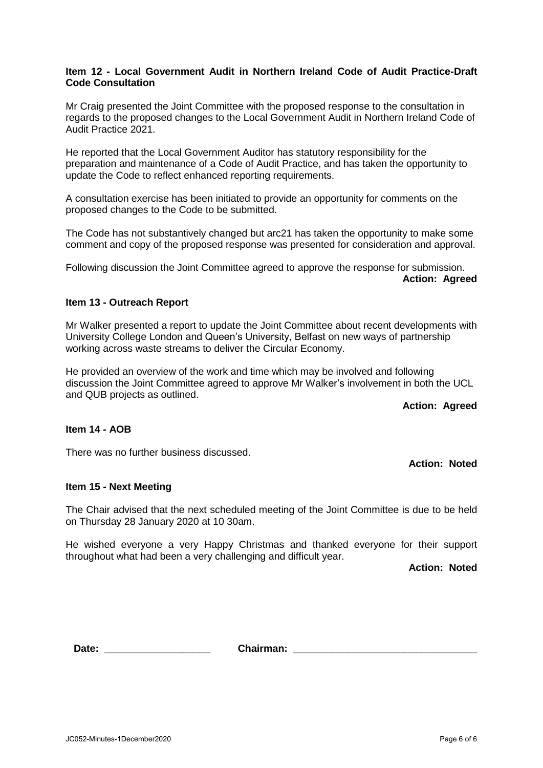**Item 12 - Local Government Audit in Northern Ireland Code of Audit Practice-Draft Code Consultation**

Mr Craig presented the Joint Committee with the proposed response to the consultation in regards to the proposed changes to the Local Government Audit in Northern Ireland Code of Audit Practice 2021.

He reported that the Local Government Auditor has statutory responsibility for the preparation and maintenance of a Code of Audit Practice, and has taken the opportunity to update the Code to reflect enhanced reporting requirements.

A consultation exercise has been initiated to provide an opportunity for comments on the proposed changes to the Code to be submitted.

The Code has not substantively changed but arc21 has taken the opportunity to make some comment and copy of the proposed response was presented for consideration and approval.

Following discussion the Joint Committee agreed to approve the response for submission.

**Action: Agreed**

**Item 13 - Outreach Report**

Mr Walker presented a report to update the Joint Committee about recent developments with University College London and Queen's University, Belfast on new ways of partnership working across waste streams to deliver the Circular Economy.

He provided an overview of the work and time which may be involved and following discussion the Joint Committee agreed to approve Mr Walker's involvement in both the UCL and QUB projects as outlined.

**Action: Agreed**

**Item 14 - AOB**

There was no further business discussed.

**Action: Noted**

**Item 15 - Next Meeting**

The Chair advised that the next scheduled meeting of the Joint Committee is due to be held on Thursday 28 January 2020 at 10 30am.

He wished everyone a very Happy Christmas and thanked everyone for their support throughout what had been a very challenging and difficult year.

**Action: Noted**

**Date:** ___________________ **Chairman:** _________________________________

JC052-Minutes-1December2020